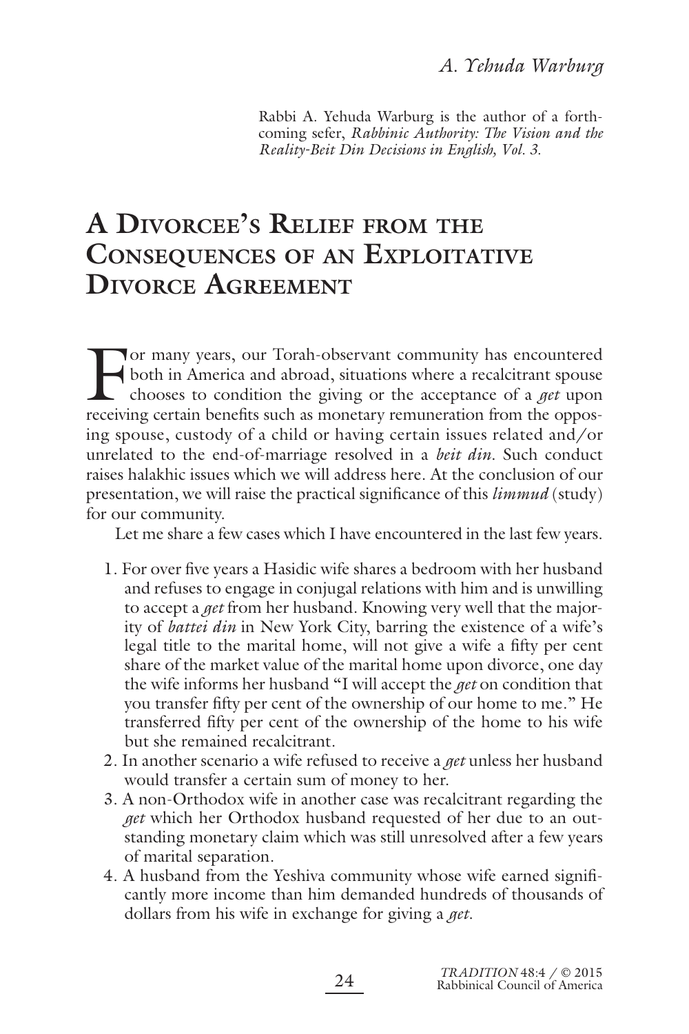*A. Yehuda Warburg*

Rabbi A. Yehuda Warburg is the author of a forthcoming sefer, *Rabbinic Authority: The Vision and the Reality-Beit Din Decisions in English, Vol. 3.*

# A Divorcee's Relief from the Consequences of an Exploitative Divorce Agreement

For many years, our Torah-observant community has encountered both in America and abroad, situations where a recalcitrant spouse chooses to condition the giving or the acceptance of a *get* upon receiving certain benefits such as monetary remuneration from the opposing spouse, custody of a child or having certain issues related and/or unrelated to the end-of-marriage resolved in a *beit din*. Such conduct raises halakhic issues which we will address here. At the conclusion of our presentation, we will raise the practical significance of this *limmud* (study) for our community.

Let me share a few cases which I have encountered in the last few years.

1. For over five years a Hasidic wife shares a bedroom with her husband and refuses to engage in conjugal relations with him and is unwilling to accept a *get* from her husband. Knowing very well that the majority of *battei din* in New York City, barring the existence of a wife's legal title to the marital home, will not give a wife a fifty per cent share of the market value of the marital home upon divorce, one day the wife informs her husband "I will accept the *get* on condition that you transfer fifty per cent of the ownership of our home to me." He transferred fifty per cent of the ownership of the home to his wife but she remained recalcitrant.
2. In another scenario a wife refused to receive a *get* unless her husband would transfer a certain sum of money to her.
3. A non-Orthodox wife in another case was recalcitrant regarding the *get* which her Orthodox husband requested of her due to an outstanding monetary claim which was still unresolved after a few years of marital separation.
4. A husband from the Yeshiva community whose wife earned significantly more income than him demanded hundreds of thousands of dollars from his wife in exchange for giving a *get*.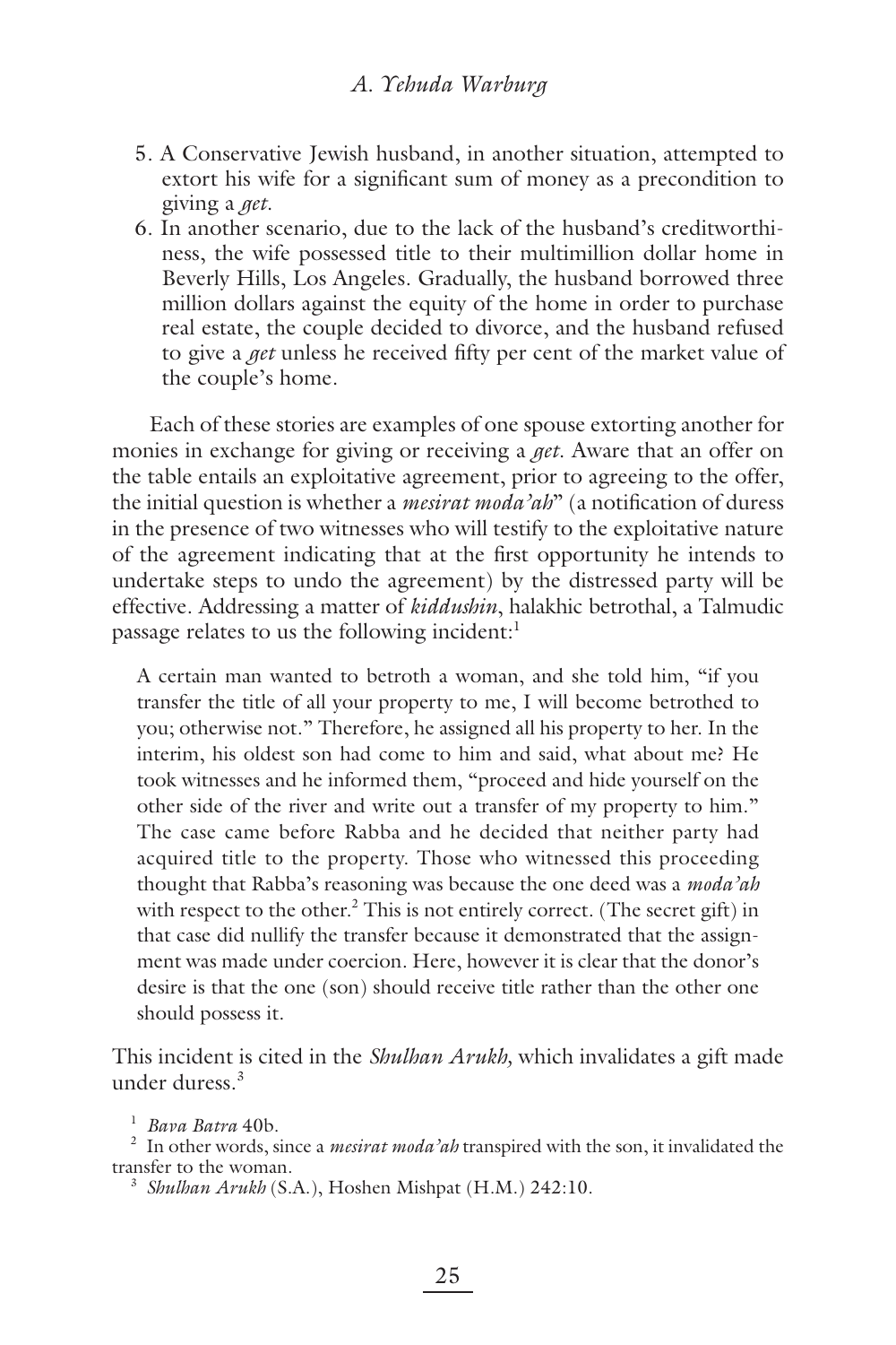5. A Conservative Jewish husband, in another situation, attempted to extort his wife for a significant sum of money as a precondition to giving a *get*.
6. In another scenario, due to the lack of the husband's creditworthiness, the wife possessed title to their multimillion dollar home in Beverly Hills, Los Angeles. Gradually, the husband borrowed three million dollars against the equity of the home in order to purchase real estate, the couple decided to divorce, and the husband refused to give a *get* unless he received fifty per cent of the market value of the couple's home.

Each of these stories are examples of one spouse extorting another for monies in exchange for giving or receiving a *get*. Aware that an offer on the table entails an exploitative agreement, prior to agreeing to the offer, the initial question is whether a *mesirat moda'ah*" (a notification of duress in the presence of two witnesses who will testify to the exploitative nature of the agreement indicating that at the first opportunity he intends to undertake steps to undo the agreement) by the distressed party will be effective. Addressing a matter of *kiddushin*, halakhic betrothal, a Talmudic passage relates to us the following incident:[1]

> A certain man wanted to betroth a woman, and she told him, "if you transfer the title of all your property to me, I will become betrothed to you; otherwise not." Therefore, he assigned all his property to her. In the interim, his oldest son had come to him and said, what about me? He took witnesses and he informed them, "proceed and hide yourself on the other side of the river and write out a transfer of my property to him." The case came before Rabba and he decided that neither party had acquired title to the property. Those who witnessed this proceeding thought that Rabba's reasoning was because the one deed was a *moda'ah* with respect to the other.[2] This is not entirely correct. (The secret gift) in that case did nullify the transfer because it demonstrated that the assignment was made under coercion. Here, however it is clear that the donor's desire is that the one (son) should receive title rather than the other one should possess it.

This incident is cited in the *Shulhan Arukh*, which invalidates a gift made under duress.[3]

[1] *Bava Batra* 40b.

[2] In other words, since a *mesirat moda'ah* transpired with the son, it invalidated the transfer to the woman.

[3] *Shulhan Arukh* (S.A.), Hoshen Mishpat (H.M.) 242:10.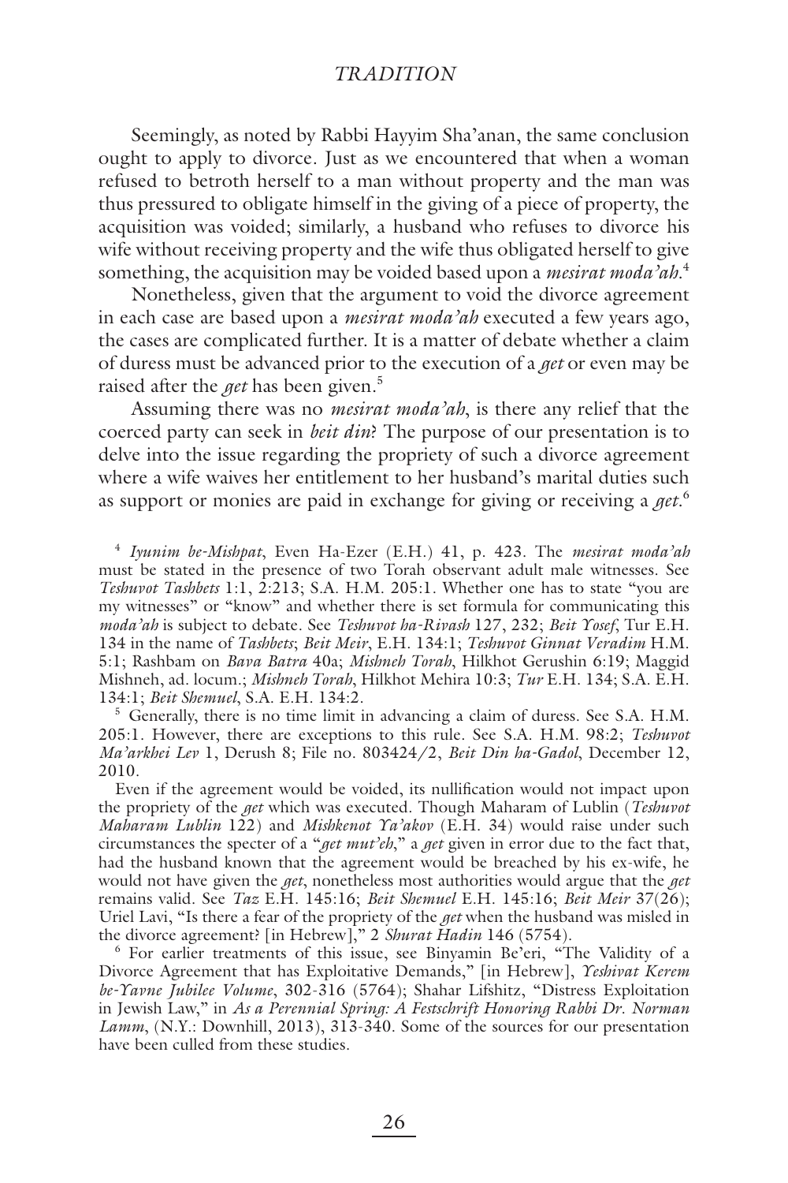Seemingly, as noted by Rabbi Hayyim Sha'anan, the same conclusion ought to apply to divorce. Just as we encountered that when a woman refused to betroth herself to a man without property and the man was thus pressured to obligate himself in the giving of a piece of property, the acquisition was voided; similarly, a husband who refuses to divorce his wife without receiving property and the wife thus obligated herself to give something, the acquisition may be voided based upon a *mesirat moda'ah*.[4]

Nonetheless, given that the argument to void the divorce agreement in each case are based upon a *mesirat moda'ah* executed a few years ago, the cases are complicated further. It is a matter of debate whether a claim of duress must be advanced prior to the execution of a *get* or even may be raised after the *get* has been given.[5]

Assuming there was no *mesirat moda'ah*, is there any relief that the coerced party can seek in *beit din*? The purpose of our presentation is to delve into the issue regarding the propriety of such a divorce agreement where a wife waives her entitlement to her husband's marital duties such as support or monies are paid in exchange for giving or receiving a *get*.[6]

[4] *Iyunim be-Mishpat*, Even Ha-Ezer (E.H.) 41, p. 423. The *mesirat moda'ah* must be stated in the presence of two Torah observant adult male witnesses. See *Teshuvot Tashbets* 1:1, 2:213; S.A. H.M. 205:1. Whether one has to state "you are my witnesses" or "know" and whether there is set formula for communicating this *moda'ah* is subject to debate. See *Teshuvot ha-Rivash* 127, 232; *Beit Yosef*, Tur E.H. 134 in the name of *Tashbets*; *Beit Meir*, E.H. 134:1; *Teshuvot Ginnat Veradim* H.M. 5:1; Rashbam on *Bava Batra* 40a; *Mishneh Torah*, Hilkhot Gerushin 6:19; Maggid Mishneh, ad. locum.; *Mishneh Torah*, Hilkhot Mehira 10:3; *Tur* E.H. 134; S.A. E.H. 134:1; *Beit Shemuel*, S.A. E.H. 134:2.

[5] Generally, there is no time limit in advancing a claim of duress. See S.A. H.M. 205:1. However, there are exceptions to this rule. See S.A. H.M. 98:2; *Teshuvot Ma'arkhei Lev* 1, Derush 8; File no. 803424/2, *Beit Din ha-Gadol*, December 12, 2010.

Even if the agreement would be voided, its nullification would not impact upon the propriety of the *get* which was executed. Though Maharam of Lublin (*Teshuvot Maharam Lublin* 122) and *Mishkenot Ya'akov* (E.H. 34) would raise under such circumstances the specter of a "*get mut'eh*," a *get* given in error due to the fact that, had the husband known that the agreement would be breached by his ex-wife, he would not have given the *get*, nonetheless most authorities would argue that the *get* remains valid. See *Taz* E.H. 145:16; *Beit Shemuel* E.H. 145:16; *Beit Meir* 37(26); Uriel Lavi, "Is there a fear of the propriety of the *get* when the husband was misled in the divorce agreement? [in Hebrew]," 2 *Shurat Hadin* 146 (5754).

[6] For earlier treatments of this issue, see Binyamin Be'eri, "The Validity of a Divorce Agreement that has Exploitative Demands," [in Hebrew], *Yeshivat Kerem be-Yavne Jubilee Volume*, 302-316 (5764); Shahar Lifshitz, "Distress Exploitation in Jewish Law," in *As a Perennial Spring: A Festschrift Honoring Rabbi Dr. Norman Lamm*, (N.Y.: Downhill, 2013), 313-340. Some of the sources for our presentation have been culled from these studies.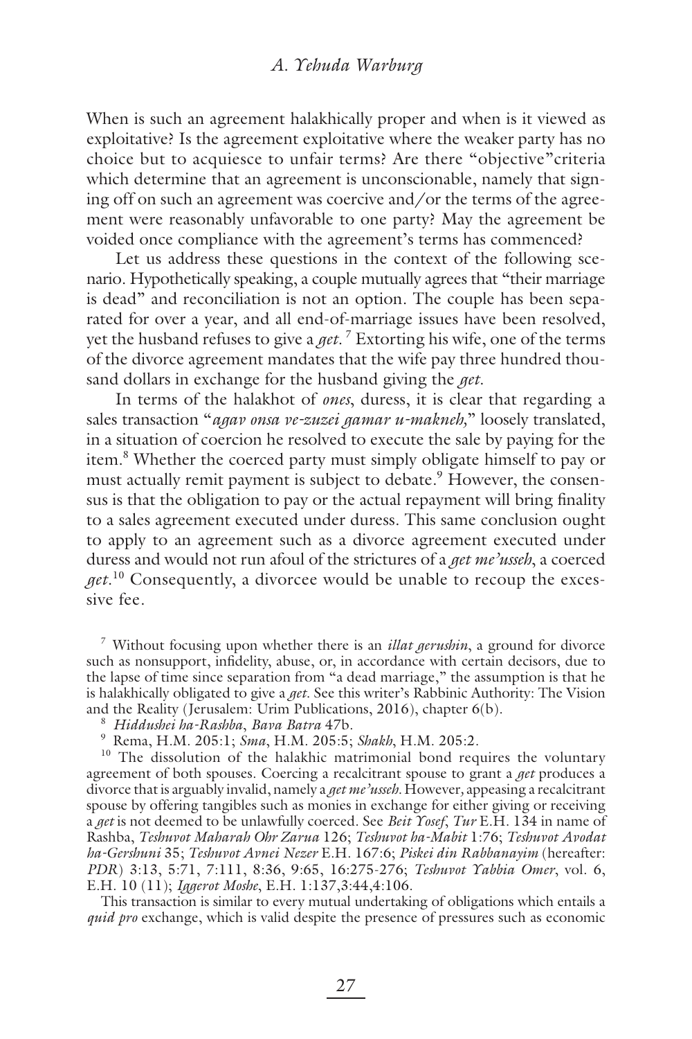When is such an agreement halakhically proper and when is it viewed as exploitative? Is the agreement exploitative where the weaker party has no choice but to acquiesce to unfair terms? Are there "objective"criteria which determine that an agreement is unconscionable, namely that signing off on such an agreement was coercive and/or the terms of the agreement were reasonably unfavorable to one party? May the agreement be voided once compliance with the agreement's terms has commenced?

Let us address these questions in the context of the following scenario. Hypothetically speaking, a couple mutually agrees that "their marriage is dead" and reconciliation is not an option. The couple has been separated for over a year, and all end-of-marriage issues have been resolved, yet the husband refuses to give a *get*.[7] Extorting his wife, one of the terms of the divorce agreement mandates that the wife pay three hundred thousand dollars in exchange for the husband giving the *get*.

In terms of the halakhot of *ones*, duress, it is clear that regarding a sales transaction "*agav onsa ve-zuzei gamar u-makneh*," loosely translated, in a situation of coercion he resolved to execute the sale by paying for the item.[8] Whether the coerced party must simply obligate himself to pay or must actually remit payment is subject to debate.[9] However, the consensus is that the obligation to pay or the actual repayment will bring finality to a sales agreement executed under duress. This same conclusion ought to apply to an agreement such as a divorce agreement executed under duress and would not run afoul of the strictures of a *get me'usseh*, a coerced *get*.[10] Consequently, a divorcee would be unable to recoup the excessive fee.

[7] Without focusing upon whether there is an *illat gerushin*, a ground for divorce such as nonsupport, infidelity, abuse, or, in accordance with certain decisors, due to the lapse of time since separation from "a dead marriage," the assumption is that he is halakhically obligated to give a *get*. See this writer's Rabbinic Authority: The Vision and the Reality (Jerusalem: Urim Publications, 2016), chapter 6(b).

[8] *Hiddushei ha-Rashba*, *Bava Batra* 47b.

[9] Rema, H.M. 205:1; *Sma*, H.M. 205:5; *Shakh*, H.M. 205:2.

[10] The dissolution of the halakhic matrimonial bond requires the voluntary agreement of both spouses. Coercing a recalcitrant spouse to grant a *get* produces a divorce that is arguably invalid, namely a *get me'usseh*. However, appeasing a recalcitrant spouse by offering tangibles such as monies in exchange for either giving or receiving a *get* is not deemed to be unlawfully coerced. See *Beit Yosef*, *Tur* E.H. 134 in name of Rashba, *Teshuvot Maharah Ohr Zarua* 126; *Teshuvot ha-Mabit* 1:76; *Teshuvot Avodat ha-Gershuni* 35; *Teshuvot Avnei Nezer* E.H. 167:6; *Piskei din Rabbanayim* (hereafter: *PDR*) 3:13, 5:71, 7:111, 8:36, 9:65, 16:275-276; *Teshuvot Yabbia Omer*, vol. 6, E.H. 10 (11); *Iggerot Moshe*, E.H. 1:137,3:44,4:106.

This transaction is similar to every mutual undertaking of obligations which entails a *quid pro* exchange, which is valid despite the presence of pressures such as economic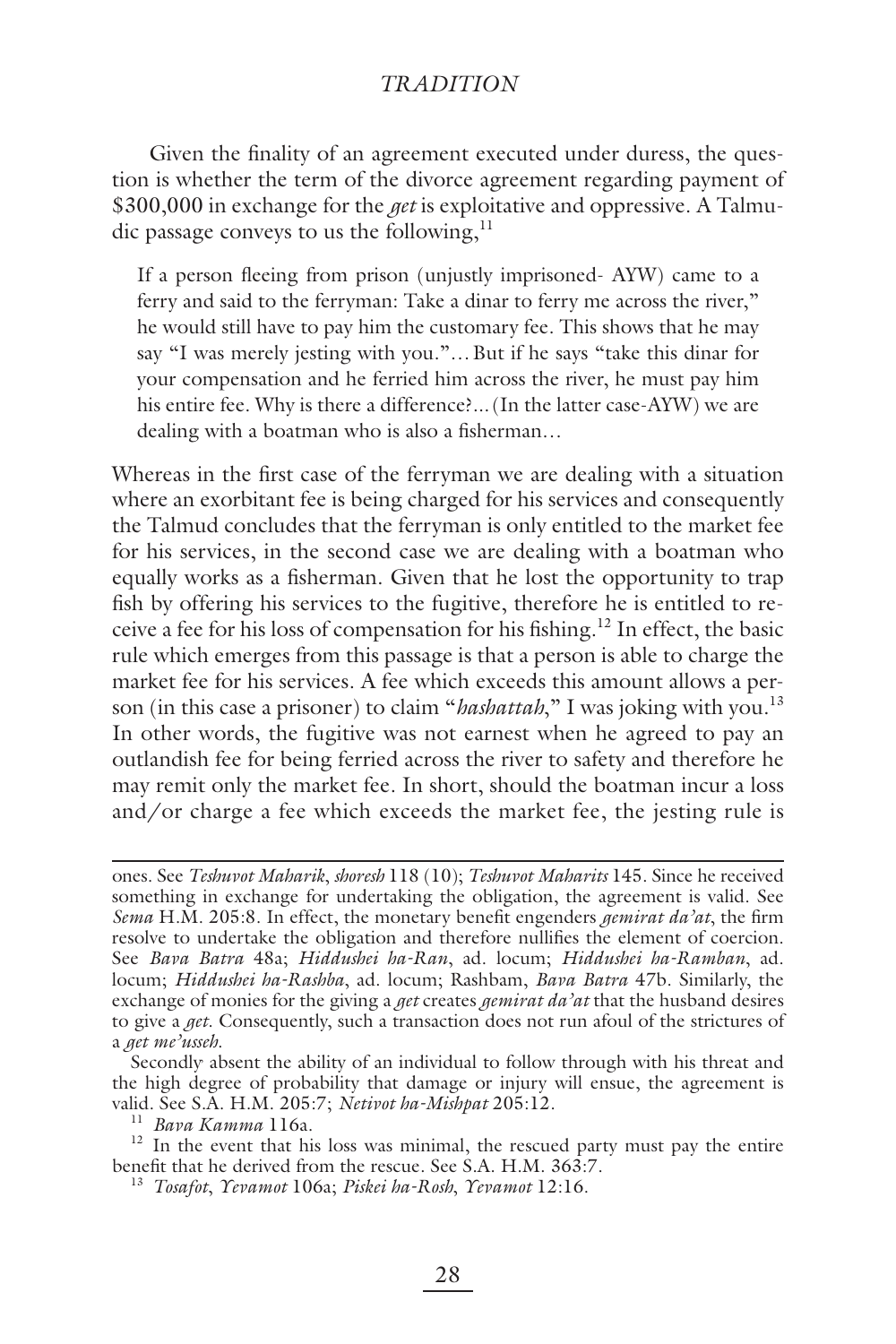Given the finality of an agreement executed under duress, the question is whether the term of the divorce agreement regarding payment of $300,000 in exchange for the *get* is exploitative and oppressive. A Talmudic passage conveys to us the following,[11]

> If a person fleeing from prison (unjustly imprisoned- AYW) came to a ferry and said to the ferryman: Take a dinar to ferry me across the river," he would still have to pay him the customary fee. This shows that he may say "I was merely jesting with you."… But if he says "take this dinar for your compensation and he ferried him across the river, he must pay him his entire fee. Why is there a difference?...(In the latter case-AYW) we are dealing with a boatman who is also a fisherman…

Whereas in the first case of the ferryman we are dealing with a situation where an exorbitant fee is being charged for his services and consequently the Talmud concludes that the ferryman is only entitled to the market fee for his services, in the second case we are dealing with a boatman who equally works as a fisherman. Given that he lost the opportunity to trap fish by offering his services to the fugitive, therefore he is entitled to receive a fee for his loss of compensation for his fishing.[12] In effect, the basic rule which emerges from this passage is that a person is able to charge the market fee for his services. A fee which exceeds this amount allows a person (in this case a prisoner) to claim "*hashattah*," I was joking with you.[13] In other words, the fugitive was not earnest when he agreed to pay an outlandish fee for being ferried across the river to safety and therefore he may remit only the market fee. In short, should the boatman incur a loss and/or charge a fee which exceeds the market fee, the jesting rule is

---

ones. See *Teshuvot Maharik*, *shoresh* 118 (10); *Teshuvot Maharits* 145. Since he received something in exchange for undertaking the obligation, the agreement is valid. See *Sema* H.M. 205:8. In effect, the monetary benefit engenders *gemirat da'at*, the firm resolve to undertake the obligation and therefore nullifies the element of coercion. See *Bava Batra* 48a; *Hiddushei ha-Ran*, ad. locum; *Hiddushei ha-Ramban*, ad. locum; *Hiddushei ha-Rashba*, ad. locum; Rashbam, *Bava Batra* 47b. Similarly, the exchange of monies for the giving a *get* creates *gemirat da'at* that the husband desires to give a *get*. Consequently, such a transaction does not run afoul of the strictures of a *get me'usseh*.

Secondly absent the ability of an individual to follow through with his threat and the high degree of probability that damage or injury will ensue, the agreement is valid. See S.A. H.M. 205:7; *Netivot ha-Mishpat* 205:12.

[11] *Bava Kamma* 116a.

[12] In the event that his loss was minimal, the rescued party must pay the entire benefit that he derived from the rescue. See S.A. H.M. 363:7.

[13] *Tosafot*, *Yevamot* 106a; *Piskei ha-Rosh*, *Yevamot* 12:16.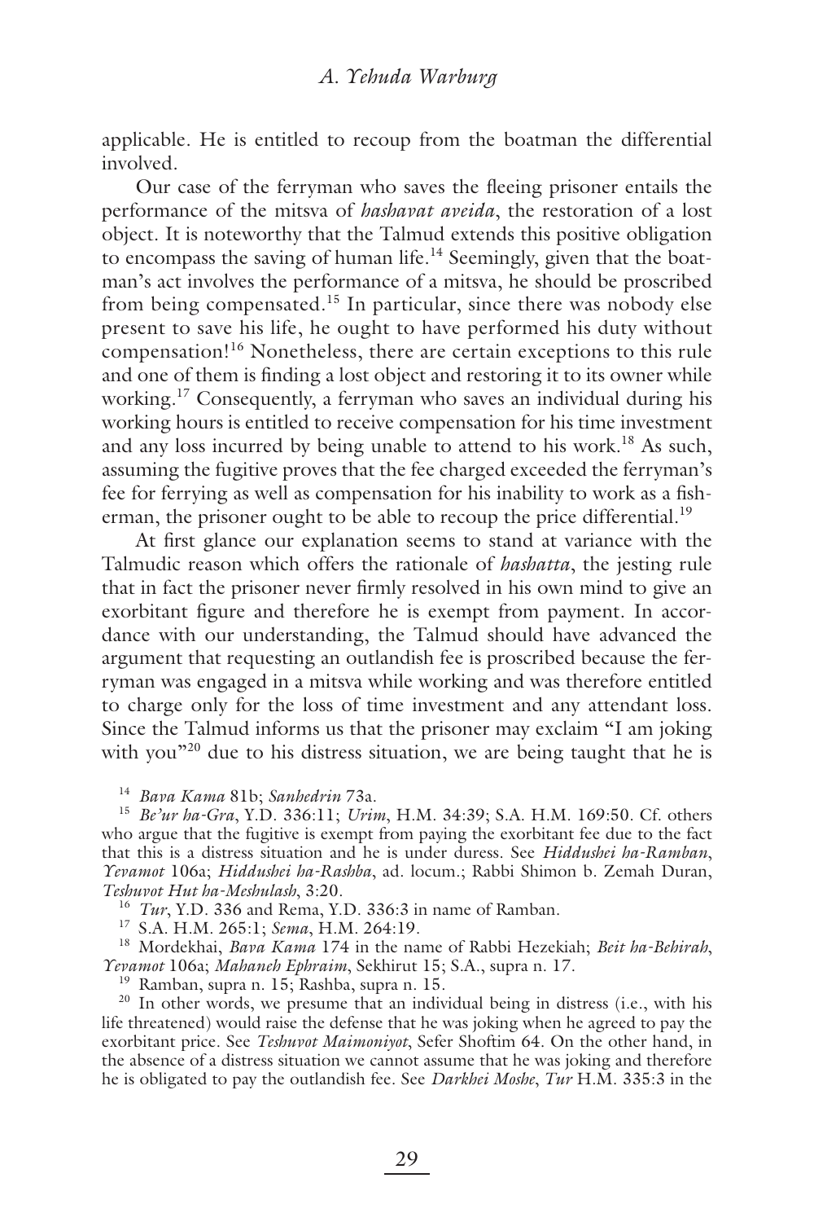applicable. He is entitled to recoup from the boatman the differential involved.

Our case of the ferryman who saves the fleeing prisoner entails the performance of the mitsva of *hashavat aveida*, the restoration of a lost object. It is noteworthy that the Talmud extends this positive obligation to encompass the saving of human life.[14] Seemingly, given that the boatman's act involves the performance of a mitsva, he should be proscribed from being compensated.[15] In particular, since there was nobody else present to save his life, he ought to have performed his duty without compensation![16] Nonetheless, there are certain exceptions to this rule and one of them is finding a lost object and restoring it to its owner while working.[17] Consequently, a ferryman who saves an individual during his working hours is entitled to receive compensation for his time investment and any loss incurred by being unable to attend to his work.[18] As such, assuming the fugitive proves that the fee charged exceeded the ferryman's fee for ferrying as well as compensation for his inability to work as a fisherman, the prisoner ought to be able to recoup the price differential.[19]

At first glance our explanation seems to stand at variance with the Talmudic reason which offers the rationale of *hashatta*, the jesting rule that in fact the prisoner never firmly resolved in his own mind to give an exorbitant figure and therefore he is exempt from payment. In accordance with our understanding, the Talmud should have advanced the argument that requesting an outlandish fee is proscribed because the ferryman was engaged in a mitsva while working and was therefore entitled to charge only for the loss of time investment and any attendant loss. Since the Talmud informs us that the prisoner may exclaim "I am joking with you"[20] due to his distress situation, we are being taught that he is

---

[14] *Bava Kama* 81b; *Sanhedrin* 73a.

[15] *Be'ur ha-Gra*, Y.D. 336:11; *Urim*, H.M. 34:39; S.A. H.M. 169:50. Cf. others who argue that the fugitive is exempt from paying the exorbitant fee due to the fact that this is a distress situation and he is under duress. See *Hiddushei ha-Ramban*, *Yevamot* 106a; *Hiddushei ha-Rashba*, ad. locum.; Rabbi Shimon b. Zemah Duran, *Teshuvot Hut ha-Meshulash*, 3:20.

[16] *Tur*, Y.D. 336 and Rema, Y.D. 336:3 in name of Ramban.

[17] S.A. H.M. 265:1; *Sema*, H.M. 264:19.

[18] Mordekhai, *Bava Kama* 174 in the name of Rabbi Hezekiah; *Beit ha-Behirah*, *Yevamot* 106a; *Mahaneh Ephraim*, Sekhirut 15; S.A., supra n. 17.

[19] Ramban, supra n. 15; Rashba, supra n. 15.

[20] In other words, we presume that an individual being in distress (i.e., with his life threatened) would raise the defense that he was joking when he agreed to pay the exorbitant price. See *Teshuvot Maimoniyot*, Sefer Shoftim 64. On the other hand, in the absence of a distress situation we cannot assume that he was joking and therefore he is obligated to pay the outlandish fee. See *Darkhei Moshe*, *Tur* H.M. 335:3 in the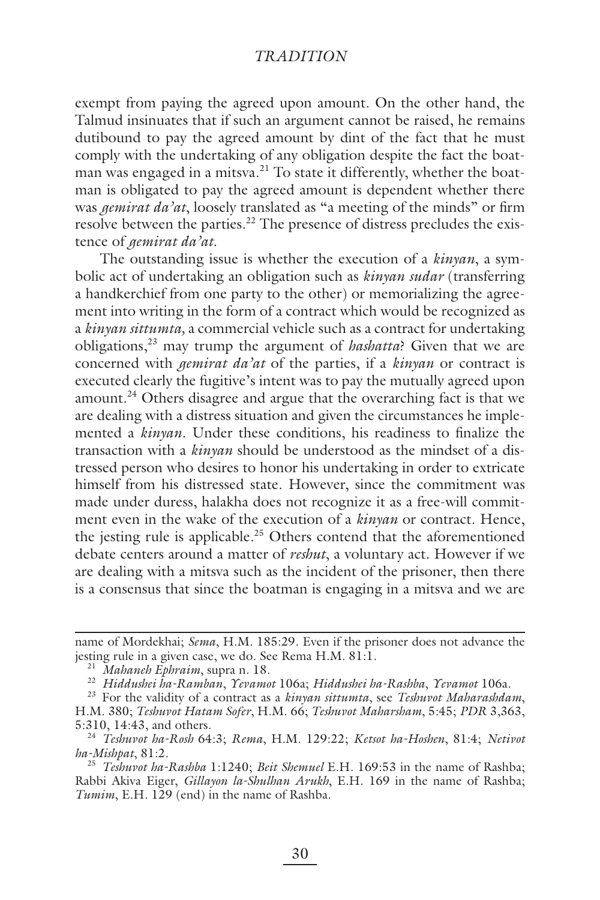exempt from paying the agreed upon amount. On the other hand, the Talmud insinuates that if such an argument cannot be raised, he remains dutibound to pay the agreed amount by dint of the fact that he must comply with the undertaking of any obligation despite the fact the boatman was engaged in a mitsva.[21] To state it differently, whether the boatman is obligated to pay the agreed amount is dependent whether there was *gemirat da'at*, loosely translated as "a meeting of the minds" or firm resolve between the parties.[22] The presence of distress precludes the existence of *gemirat da'at*.

The outstanding issue is whether the execution of a *kinyan*, a symbolic act of undertaking an obligation such as *kinyan sudar* (transferring a handkerchief from one party to the other) or memorializing the agreement into writing in the form of a contract which would be recognized as a *kinyan sittumta*, a commercial vehicle such as a contract for undertaking obligations,[23] may trump the argument of *hashatta*? Given that we are concerned with *gemirat da'at* of the parties, if a *kinyan* or contract is executed clearly the fugitive's intent was to pay the mutually agreed upon amount.[24] Others disagree and argue that the overarching fact is that we are dealing with a distress situation and given the circumstances he implemented a *kinyan*. Under these conditions, his readiness to finalize the transaction with a *kinyan* should be understood as the mindset of a distressed person who desires to honor his undertaking in order to extricate himself from his distressed state. However, since the commitment was made under duress, halakha does not recognize it as a free-will commitment even in the wake of the execution of a *kinyan* or contract. Hence, the jesting rule is applicable.[25] Others contend that the aforementioned debate centers around a matter of *reshut*, a voluntary act. However if we are dealing with a mitsva such as the incident of the prisoner, then there is a consensus that since the boatman is engaging in a mitsva and we are

---

name of Mordekhai; *Sema*, H.M. 185:29. Even if the prisoner does not advance the jesting rule in a given case, we do. See Rema H.M. 81:1.

[21] *Mahaneh Ephraim*, supra n. 18.

[22] *Hiddushei ha-Ramban*, *Yevamot* 106a; *Hiddushei ha-Rashba*, *Yevamot* 106a.

[23] For the validity of a contract as a *kinyan sittumta*, see *Teshuvot Maharashdam*, H.M. 380; *Teshuvot Hatam Sofer*, H.M. 66; *Teshuvot Maharsham*, 5:45; *PDR* 3,363, 5:310, 14:43, and others.

[24] *Teshuvot ha-Rosh* 64:3; *Rema*, H.M. 129:22; *Ketsot ha-Hoshen*, 81:4; *Netivot ha-Mishpat*, 81:2.

[25] *Teshuvot ha-Rashba* 1:1240; *Beit Shemuel* E.H. 169:53 in the name of Rashba; Rabbi Akiva Eiger, *Gillayon la-Shulhan Arukh*, E.H. 169 in the name of Rashba; *Tumim*, E.H. 129 (end) in the name of Rashba.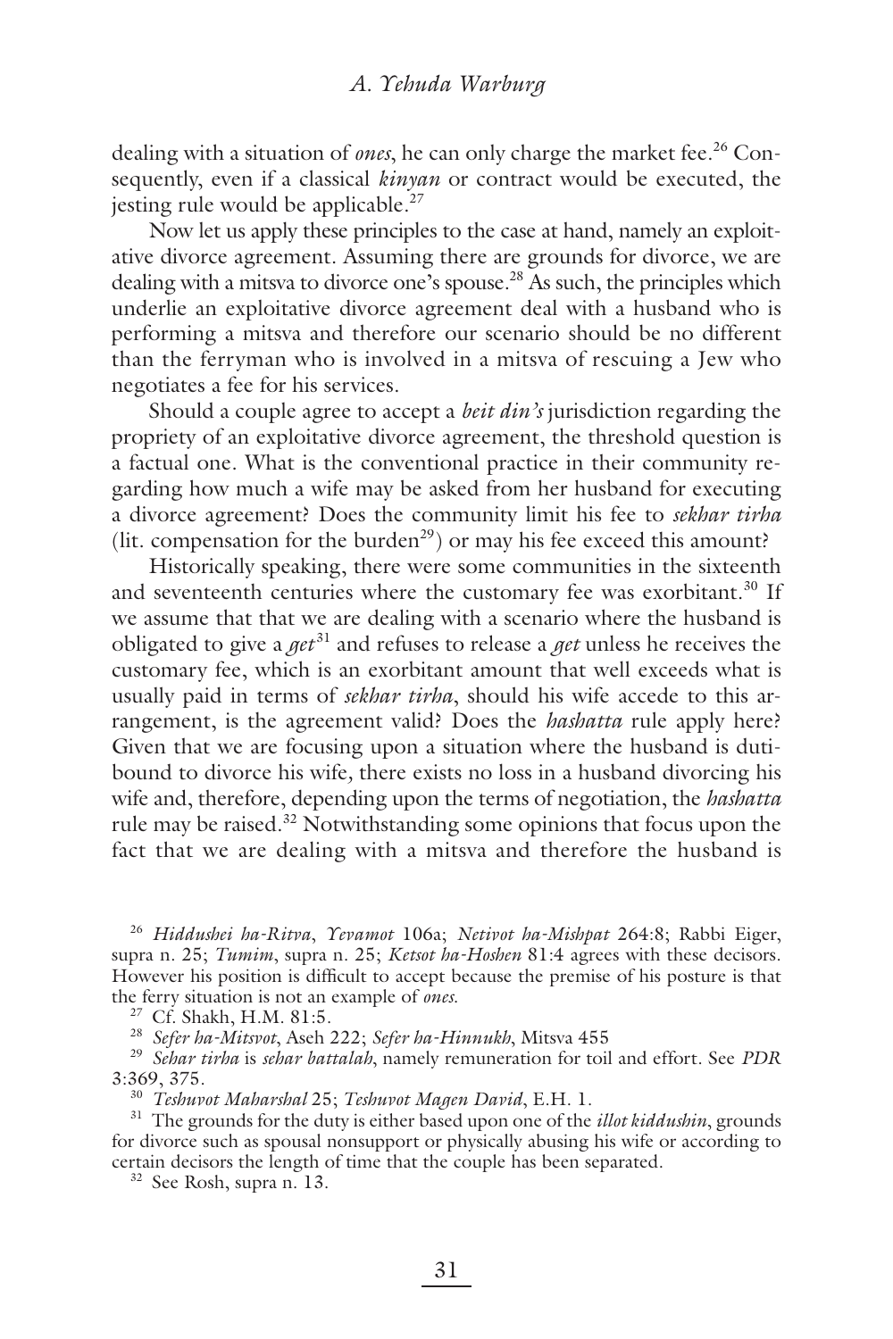dealing with a situation of *ones*, he can only charge the market fee.[26] Consequently, even if a classical *kinyan* or contract would be executed, the jesting rule would be applicable.[27]

Now let us apply these principles to the case at hand, namely an exploitative divorce agreement. Assuming there are grounds for divorce, we are dealing with a mitsva to divorce one's spouse.[28] As such, the principles which underlie an exploitative divorce agreement deal with a husband who is performing a mitsva and therefore our scenario should be no different than the ferryman who is involved in a mitsva of rescuing a Jew who negotiates a fee for his services.

Should a couple agree to accept a *beit din's* jurisdiction regarding the propriety of an exploitative divorce agreement, the threshold question is a factual one. What is the conventional practice in their community regarding how much a wife may be asked from her husband for executing a divorce agreement? Does the community limit his fee to *sekhar tirha* (lit. compensation for the burden[29]) or may his fee exceed this amount?

Historically speaking, there were some communities in the sixteenth and seventeenth centuries where the customary fee was exorbitant.[30] If we assume that that we are dealing with a scenario where the husband is obligated to give a *get*[31] and refuses to release a *get* unless he receives the customary fee, which is an exorbitant amount that well exceeds what is usually paid in terms of *sekhar tirha*, should his wife accede to this arrangement, is the agreement valid? Does the *hashatta* rule apply here? Given that we are focusing upon a situation where the husband is dutibound to divorce his wife, there exists no loss in a husband divorcing his wife and, therefore, depending upon the terms of negotiation, the *hashatta* rule may be raised.[32] Notwithstanding some opinions that focus upon the fact that we are dealing with a mitsva and therefore the husband is

---

[26] *Hiddushei ha-Ritva*, *Yevamot* 106a; *Netivot ha-Mishpat* 264:8; Rabbi Eiger, supra n. 25; *Tumim*, supra n. 25; *Ketsot ha-Hoshen* 81:4 agrees with these decisors. However his position is difficult to accept because the premise of his posture is that the ferry situation is not an example of *ones*.

[27] Cf. Shakh, H.M. 81:5.

[28] *Sefer ha-Mitsvot*, Aseh 222; *Sefer ha-Hinnukh*, Mitsva 455

[29] *Sehar tirha* is *sehar battalah*, namely remuneration for toil and effort. See *PDR* 3:369, 375.

[30] *Teshuvot Maharshal* 25; *Teshuvot Magen David*, E.H. 1.

[31] The grounds for the duty is either based upon one of the *illot kiddushin*, grounds for divorce such as spousal nonsupport or physically abusing his wife or according to certain decisors the length of time that the couple has been separated.

[32] See Rosh, supra n. 13.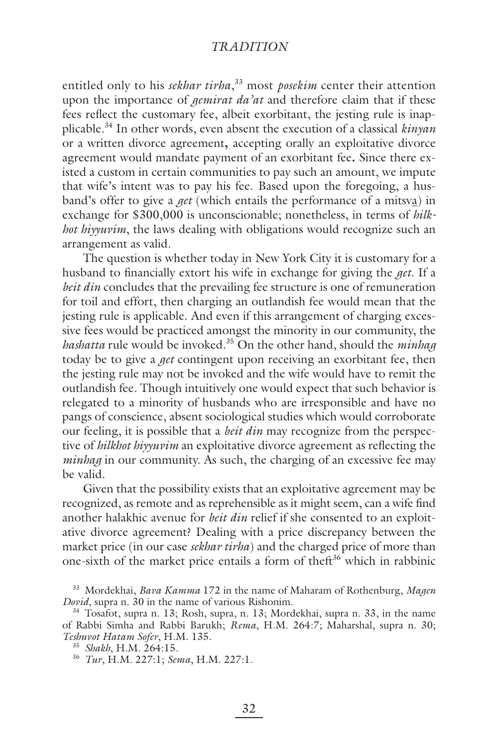entitled only to his *sekhar tirha*,[33] most *posekim* center their attention upon the importance of *gemirat da'at* and therefore claim that if these fees reflect the customary fee, albeit exorbitant, the jesting rule is inapplicable.[34] In other words, even absent the execution of a classical *kinyan* or a written divorce agreement**,** accepting orally an exploitative divorce agreement would mandate payment of an exorbitant fee**.** Since there existed a custom in certain communities to pay such an amount, we impute that wife's intent was to pay his fee. Based upon the foregoing, a husband's offer to give a *get* (which entails the performance of a mitsva) in exchange for $300,000 is unconscionable; nonetheless, in terms of *hilkhot hiyyuvim*, the laws dealing with obligations would recognize such an arrangement as valid.

The question is whether today in New York City it is customary for a husband to financially extort his wife in exchange for giving the *get*. If a *beit din* concludes that the prevailing fee structure is one of remuneration for toil and effort, then charging an outlandish fee would mean that the jesting rule is applicable. And even if this arrangement of charging excessive fees would be practiced amongst the minority in our community, the *hashatta* rule would be invoked.[35] On the other hand, should the *minhag* today be to give a *get* contingent upon receiving an exorbitant fee, then the jesting rule may not be invoked and the wife would have to remit the outlandish fee. Though intuitively one would expect that such behavior is relegated to a minority of husbands who are irresponsible and have no pangs of conscience, absent sociological studies which would corroborate our feeling, it is possible that a *beit din* may recognize from the perspective of *hilkhot hiyyuvim* an exploitative divorce agreement as reflecting the *minhag* in our community. As such, the charging of an excessive fee may be valid.

Given that the possibility exists that an exploitative agreement may be recognized, as remote and as reprehensible as it might seem, can a wife find another halakhic avenue for *beit din* relief if she consented to an exploitative divorce agreement? Dealing with a price discrepancy between the market price (in our case *sekhar tirha*) and the charged price of more than one-sixth of the market price entails a form of theft[36] which in rabbinic

---

[33] Mordekhai, *Bava Kamma* 172 in the name of Maharam of Rothenburg, *Magen Dovid*, supra n. 30 in the name of various Rishonim.

[34] Tosafot, supra n. 13; Rosh, supra, n. 13; Mordekhai, supra n. 33, in the name of Rabbi Simha and Rabbi Barukh; *Rema*, H.M. 264:7; Maharshal, supra n. 30; *Teshuvot Hatam Sofer*, H.M. 135.

[35] *Shakh*, H.M. 264:15.

[36] *Tur*, H.M. 227:1; *Sema*, H.M. 227:1.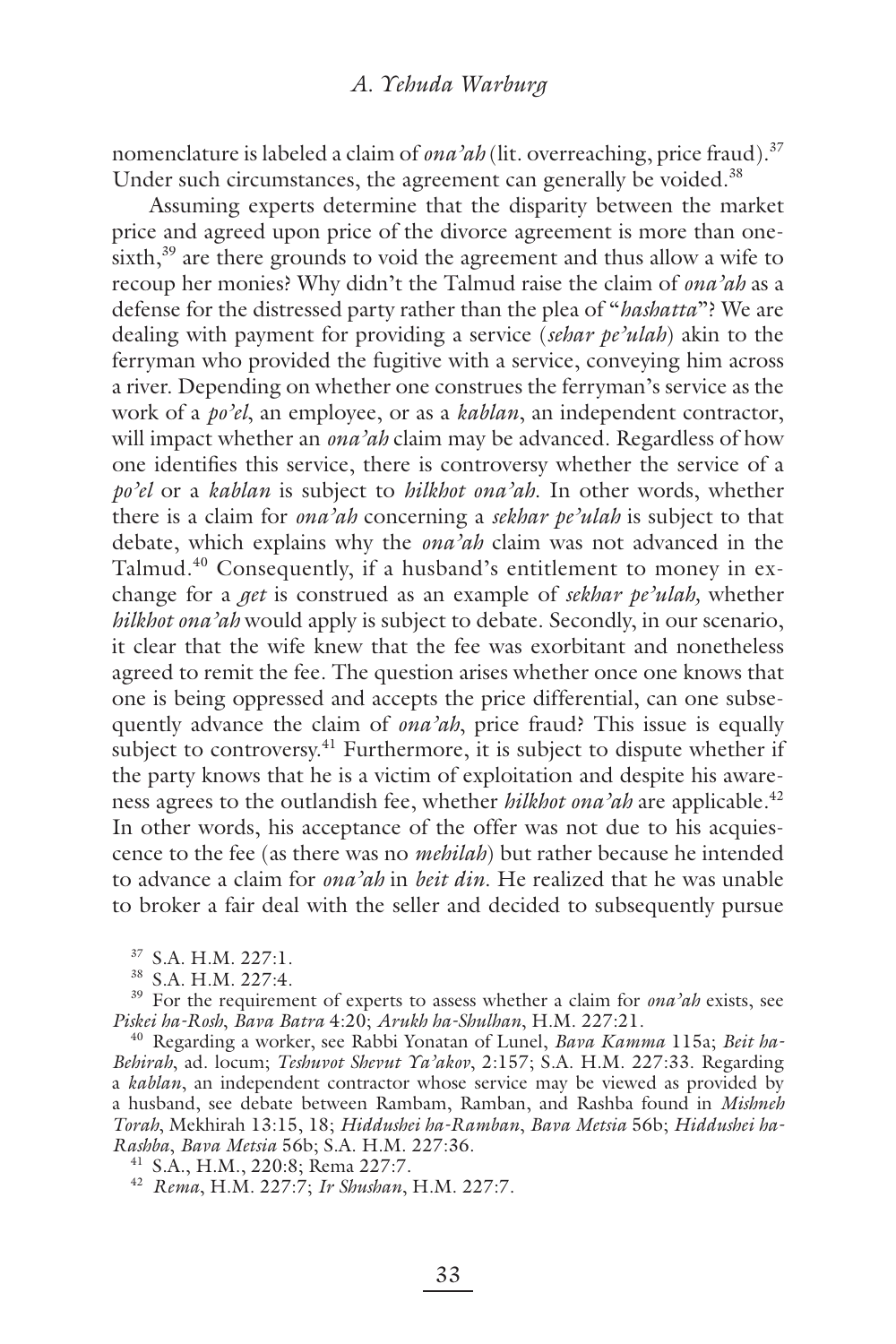nomenclature is labeled a claim of *ona'ah* (lit. overreaching, price fraud).[37] Under such circumstances, the agreement can generally be voided.[38]

Assuming experts determine that the disparity between the market price and agreed upon price of the divorce agreement is more than one-sixth,[39] are there grounds to void the agreement and thus allow a wife to recoup her monies? Why didn't the Talmud raise the claim of *ona'ah* as a defense for the distressed party rather than the plea of "*hashatta*"? We are dealing with payment for providing a service (*sehar pe'ulah*) akin to the ferryman who provided the fugitive with a service, conveying him across a river. Depending on whether one construes the ferryman's service as the work of a *po'el*, an employee, or as a *kablan*, an independent contractor, will impact whether an *ona'ah* claim may be advanced. Regardless of how one identifies this service, there is controversy whether the service of a *po'el* or a *kablan* is subject to *hilkhot ona'ah.* In other words, whether there is a claim for *ona'ah* concerning a *sekhar pe'ulah* is subject to that debate, which explains why the *ona'ah* claim was not advanced in the Talmud.[40] Consequently, if a husband's entitlement to money in exchange for a *get* is construed as an example of *sekhar pe'ulah,* whether *hilkhot ona'ah* would apply is subject to debate. Secondly, in our scenario, it clear that the wife knew that the fee was exorbitant and nonetheless agreed to remit the fee. The question arises whether once one knows that one is being oppressed and accepts the price differential, can one subsequently advance the claim of *ona'ah*, price fraud? This issue is equally subject to controversy.[41] Furthermore, it is subject to dispute whether if the party knows that he is a victim of exploitation and despite his awareness agrees to the outlandish fee, whether *hilkhot ona'ah* are applicable.[42] In other words, his acceptance of the offer was not due to his acquiescence to the fee (as there was no *mehilah*) but rather because he intended to advance a claim for *ona'ah* in *beit din*. He realized that he was unable to broker a fair deal with the seller and decided to subsequently pursue

[37] S.A. H.M. 227:1.

[38] S.A. H.M. 227:4.

[39] For the requirement of experts to assess whether a claim for *ona'ah* exists, see *Piskei ha-Rosh*, *Bava Batra* 4:20; *Arukh ha-Shulhan*, H.M. 227:21.

[40] Regarding a worker, see Rabbi Yonatan of Lunel, *Bava Kamma* 115a; *Beit ha-Behirah*, ad. locum; *Teshuvot Shevut Ya'akov*, 2:157; S.A. H.M. 227:33. Regarding a *kablan*, an independent contractor whose service may be viewed as provided by a husband, see debate between Rambam, Ramban, and Rashba found in *Mishneh Torah*, Mekhirah 13:15, 18; *Hiddushei ha-Ramban*, *Bava Metsia* 56b; *Hiddushei ha-Rashba*, *Bava Metsia* 56b; S.A. H.M. 227:36.

[41] S.A., H.M., 220:8; Rema 227:7.

[42] *Rema*, H.M. 227:7; *Ir Shushan*, H.M. 227:7.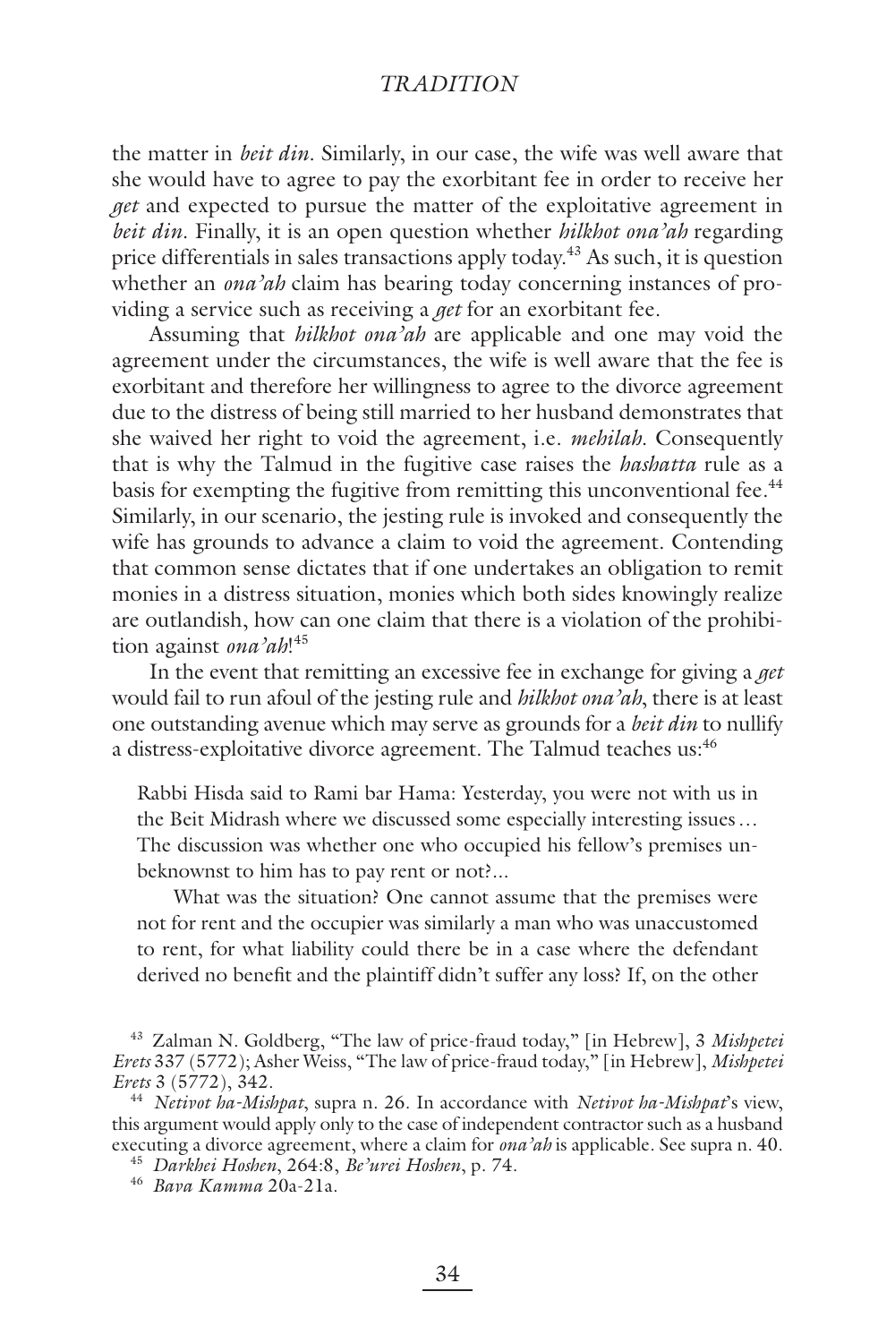the matter in *beit din*. Similarly, in our case, the wife was well aware that she would have to agree to pay the exorbitant fee in order to receive her *get* and expected to pursue the matter of the exploitative agreement in *beit din*. Finally, it is an open question whether *hilkhot ona'ah* regarding price differentials in sales transactions apply today.[43] As such, it is question whether an *ona'ah* claim has bearing today concerning instances of providing a service such as receiving a *get* for an exorbitant fee.

Assuming that *hilkhot ona'ah* are applicable and one may void the agreement under the circumstances, the wife is well aware that the fee is exorbitant and therefore her willingness to agree to the divorce agreement due to the distress of being still married to her husband demonstrates that she waived her right to void the agreement, i.e. *mehilah*. Consequently that is why the Talmud in the fugitive case raises the *hashatta* rule as a basis for exempting the fugitive from remitting this unconventional fee.[44] Similarly, in our scenario, the jesting rule is invoked and consequently the wife has grounds to advance a claim to void the agreement. Contending that common sense dictates that if one undertakes an obligation to remit monies in a distress situation, monies which both sides knowingly realize are outlandish, how can one claim that there is a violation of the prohibition against *ona'ah*![45]

In the event that remitting an excessive fee in exchange for giving a *get* would fail to run afoul of the jesting rule and *hilkhot ona'ah*, there is at least one outstanding avenue which may serve as grounds for a *beit din* to nullify a distress-exploitative divorce agreement. The Talmud teaches us:[46]

> Rabbi Hisda said to Rami bar Hama: Yesterday, you were not with us in the Beit Midrash where we discussed some especially interesting issues… The discussion was whether one who occupied his fellow's premises unbeknownst to him has to pay rent or not?...
>
> What was the situation? One cannot assume that the premises were not for rent and the occupier was similarly a man who was unaccustomed to rent, for what liability could there be in a case where the defendant derived no benefit and the plaintiff didn't suffer any loss? If, on the other

[43] Zalman N. Goldberg, "The law of price-fraud today," [in Hebrew], 3 *Mishpetei Erets* 337 (5772); Asher Weiss, "The law of price-fraud today," [in Hebrew], *Mishpetei Erets* 3 (5772), 342.

[44] *Netivot ha-Mishpat*, supra n. 26. In accordance with *Netivot ha-Mishpat*'s view, this argument would apply only to the case of independent contractor such as a husband executing a divorce agreement, where a claim for *ona'ah* is applicable. See supra n. 40.

[45] *Darkhei Hoshen*, 264:8, *Be'urei Hoshen*, p. 74.

[46] *Bava Kamma* 20a-21a.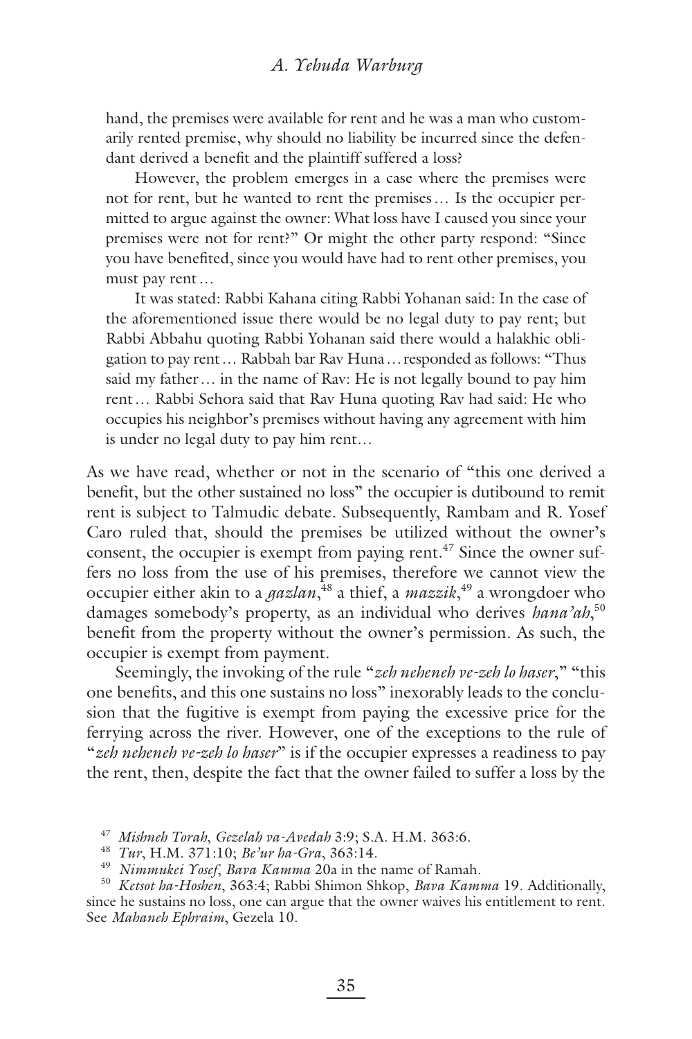hand, the premises were available for rent and he was a man who customarily rented premise, why should no liability be incurred since the defendant derived a benefit and the plaintiff suffered a loss?

However, the problem emerges in a case where the premises were not for rent, but he wanted to rent the premises… Is the occupier permitted to argue against the owner: What loss have I caused you since your premises were not for rent?" Or might the other party respond: "Since you have benefited, since you would have had to rent other premises, you must pay rent…

It was stated: Rabbi Kahana citing Rabbi Yohanan said: In the case of the aforementioned issue there would be no legal duty to pay rent; but Rabbi Abbahu quoting Rabbi Yohanan said there would a halakhic obligation to pay rent… Rabbah bar Rav Huna… responded as follows: "Thus said my father… in the name of Rav: He is not legally bound to pay him rent… Rabbi Sehora said that Rav Huna quoting Rav had said: He who occupies his neighbor's premises without having any agreement with him is under no legal duty to pay him rent…

As we have read, whether or not in the scenario of "this one derived a benefit, but the other sustained no loss" the occupier is dutibound to remit rent is subject to Talmudic debate. Subsequently, Rambam and R. Yosef Caro ruled that, should the premises be utilized without the owner's consent, the occupier is exempt from paying rent.[47] Since the owner suffers no loss from the use of his premises, therefore we cannot view the occupier either akin to a *gazlan*,[48] a thief, a *mazzik*,[49] a wrongdoer who damages somebody's property, as an individual who derives *hana'ah*,[50] benefit from the property without the owner's permission. As such, the occupier is exempt from payment.

Seemingly, the invoking of the rule "*zeh neheneh ve-zeh lo haser*," "this one benefits, and this one sustains no loss" inexorably leads to the conclusion that the fugitive is exempt from paying the excessive price for the ferrying across the river. However, one of the exceptions to the rule of "*zeh neheneh ve-zeh lo haser*" is if the occupier expresses a readiness to pay the rent, then, despite the fact that the owner failed to suffer a loss by the

[47] *Mishneh Torah*, *Gezelah va-Avedah* 3:9; S.A. H.M. 363:6.

[48] *Tur*, H.M. 371:10; *Be'ur ha-Gra*, 363:14.

[49] *Nimmukei Yosef*, *Bava Kamma* 20a in the name of Ramah.

[50] *Ketsot ha-Hoshen*, 363:4; Rabbi Shimon Shkop, *Bava Kamma* 19. Additionally, since he sustains no loss, one can argue that the owner waives his entitlement to rent. See *Mahaneh Ephraim*, Gezela 10.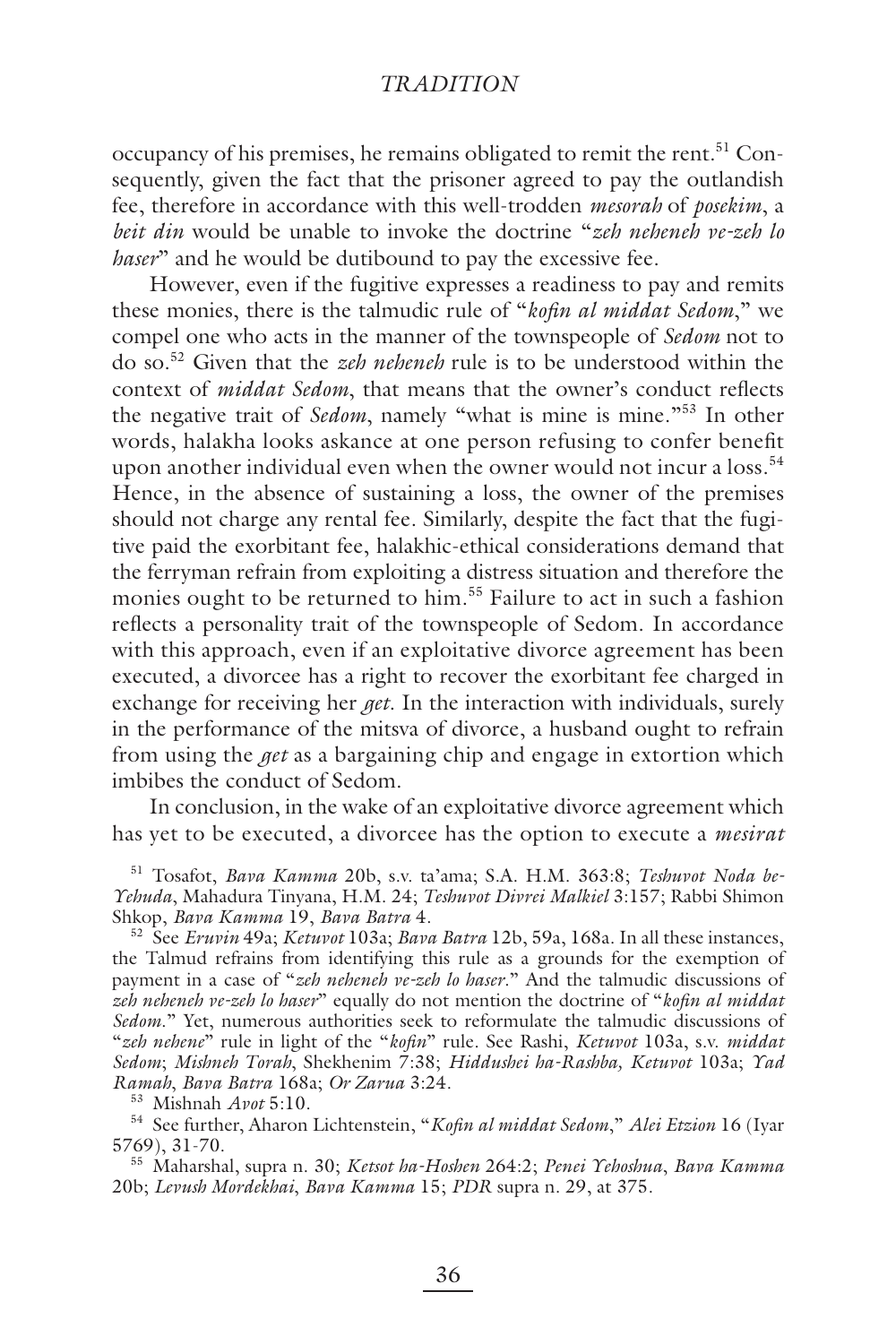occupancy of his premises, he remains obligated to remit the rent.[51] Consequently, given the fact that the prisoner agreed to pay the outlandish fee, therefore in accordance with this well-trodden *mesorah* of *posekim*, a *beit din* would be unable to invoke the doctrine "*zeh neheneh ve-zeh lo haser*" and he would be dutibound to pay the excessive fee.

However, even if the fugitive expresses a readiness to pay and remits these monies, there is the talmudic rule of "*kofin al middat Sedom*," we compel one who acts in the manner of the townspeople of *Sedom* not to do so.[52] Given that the *zeh neheneh* rule is to be understood within the context of *middat Sedom*, that means that the owner's conduct reflects the negative trait of *Sedom*, namely "what is mine is mine."[53] In other words, halakha looks askance at one person refusing to confer benefit upon another individual even when the owner would not incur a loss.[54] Hence, in the absence of sustaining a loss, the owner of the premises should not charge any rental fee. Similarly, despite the fact that the fugitive paid the exorbitant fee, halakhic-ethical considerations demand that the ferryman refrain from exploiting a distress situation and therefore the monies ought to be returned to him.[55] Failure to act in such a fashion reflects a personality trait of the townspeople of Sedom. In accordance with this approach, even if an exploitative divorce agreement has been executed, a divorcee has a right to recover the exorbitant fee charged in exchange for receiving her *get*. In the interaction with individuals, surely in the performance of the mitsva of divorce, a husband ought to refrain from using the *get* as a bargaining chip and engage in extortion which imbibes the conduct of Sedom.

In conclusion, in the wake of an exploitative divorce agreement which has yet to be executed, a divorcee has the option to execute a *mesirat*

[51] Tosafot, *Bava Kamma* 20b, s.v. ta'ama; S.A. H.M. 363:8; *Teshuvot Noda be-Yehuda*, Mahadura Tinyana, H.M. 24; *Teshuvot Divrei Malkiel* 3:157; Rabbi Shimon Shkop, *Bava Kamma* 19, *Bava Batra* 4.

[52] See *Eruvin* 49a; *Ketuvot* 103a; *Bava Batra* 12b, 59a, 168a. In all these instances, the Talmud refrains from identifying this rule as a grounds for the exemption of payment in a case of "*zeh neheneh ve-zeh lo haser*." And the talmudic discussions of *zeh neheneh ve-zeh lo haser*" equally do not mention the doctrine of "*kofin al middat Sedom*." Yet, numerous authorities seek to reformulate the talmudic discussions of "*zeh nehene*" rule in light of the "*kofin*" rule. See Rashi, *Ketuvot* 103a, s.v. *middat Sedom*; *Mishneh Torah*, Shekhenim 7:38; *Hiddushei ha-Rashba, Ketuvot* 103a; *Yad Ramah*, *Bava Batra* 168a; *Or Zarua* 3:24.

[53] Mishnah *Avot* 5:10.

[54] See further, Aharon Lichtenstein, "*Kofin al middat Sedom*," *Alei Etzion* 16 (Iyar 5769), 31-70.

[55] Maharshal, supra n. 30; *Ketsot ha-Hoshen* 264:2; *Penei Yehoshua*, *Bava Kamma* 20b; *Levush Mordekhai*, *Bava Kamma* 15; *PDR* supra n. 29, at 375.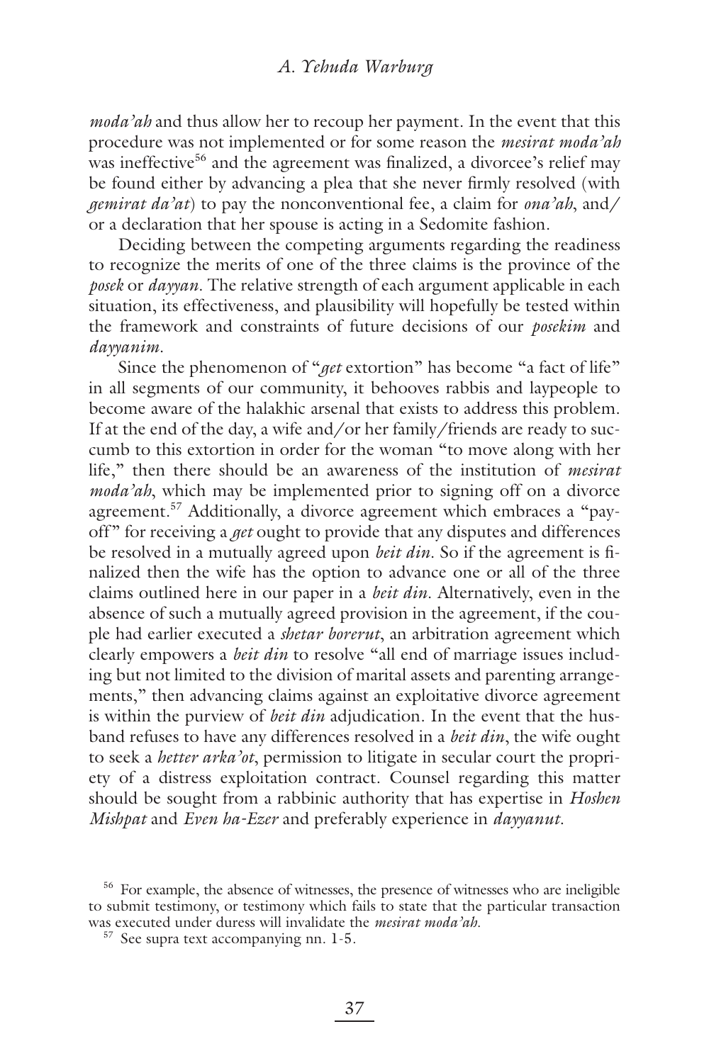*moda'ah* and thus allow her to recoup her payment. In the event that this procedure was not implemented or for some reason the *mesirat moda'ah* was ineffective[56] and the agreement was finalized, a divorcee's relief may be found either by advancing a plea that she never firmly resolved (with *gemirat da'at*) to pay the nonconventional fee, a claim for *ona'ah*, and/or a declaration that her spouse is acting in a Sedomite fashion.

Deciding between the competing arguments regarding the readiness to recognize the merits of one of the three claims is the province of the *posek* or *dayyan*. The relative strength of each argument applicable in each situation, its effectiveness, and plausibility will hopefully be tested within the framework and constraints of future decisions of our *posekim* and *dayyanim*.

Since the phenomenon of "*get* extortion" has become "a fact of life" in all segments of our community, it behooves rabbis and laypeople to become aware of the halakhic arsenal that exists to address this problem. If at the end of the day, a wife and/or her family/friends are ready to succumb to this extortion in order for the woman "to move along with her life," then there should be an awareness of the institution of *mesirat moda'ah*, which may be implemented prior to signing off on a divorce agreement.[57] Additionally, a divorce agreement which embraces a "pay-off" for receiving a *get* ought to provide that any disputes and differences be resolved in a mutually agreed upon *beit din*. So if the agreement is finalized then the wife has the option to advance one or all of the three claims outlined here in our paper in a *beit din*. Alternatively, even in the absence of such a mutually agreed provision in the agreement, if the couple had earlier executed a *shetar borerut*, an arbitration agreement which clearly empowers a *beit din* to resolve "all end of marriage issues including but not limited to the division of marital assets and parenting arrangements," then advancing claims against an exploitative divorce agreement is within the purview of *beit din* adjudication. In the event that the husband refuses to have any differences resolved in a *beit din*, the wife ought to seek a *hetter arka'ot*, permission to litigate in secular court the propriety of a distress exploitation contract. Counsel regarding this matter should be sought from a rabbinic authority that has expertise in *Hoshen Mishpat* and *Even ha-Ezer* and preferably experience in *dayyanut*.

[56] For example, the absence of witnesses, the presence of witnesses who are ineligible to submit testimony, or testimony which fails to state that the particular transaction was executed under duress will invalidate the *mesirat moda'ah*.

[57] See supra text accompanying nn. 1-5.